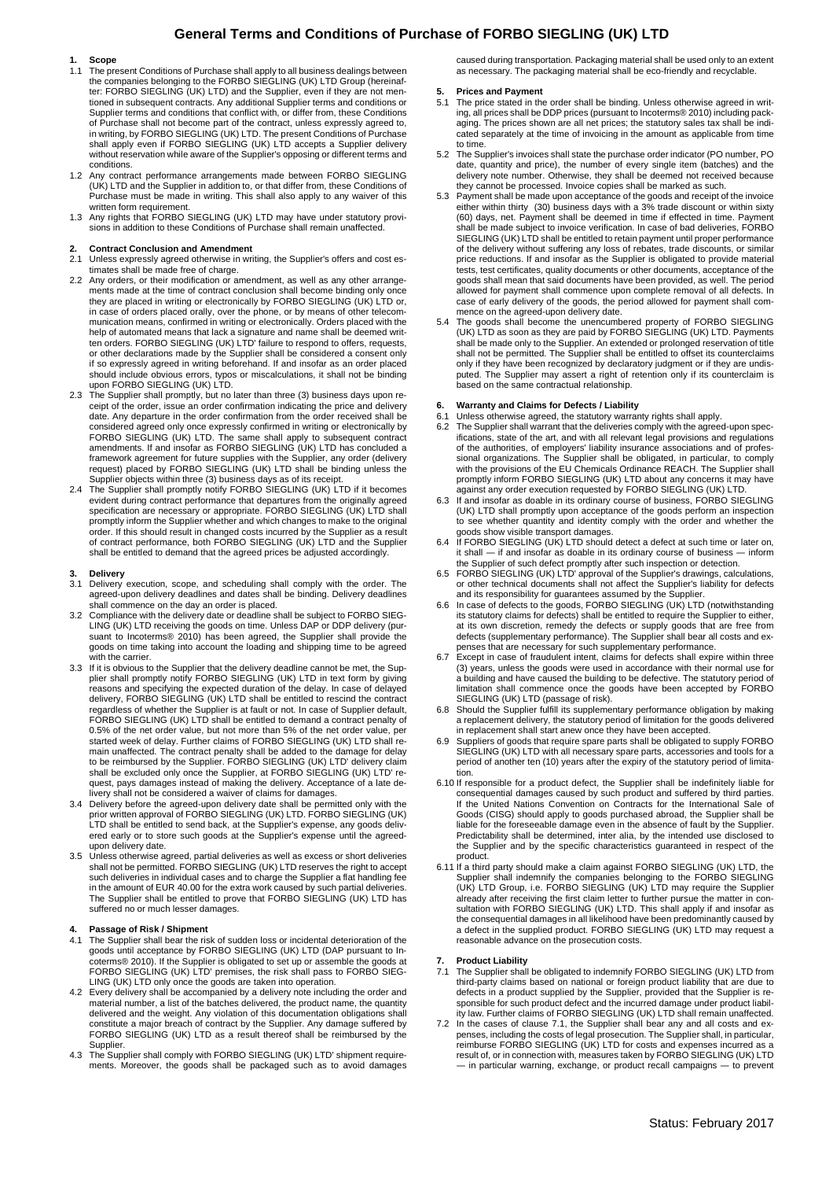# General Terms and Conditions of Purchase of FORBO SIEGLING (UK) LTD

## 1. Scope

1.1 The present Conditions of Purchase shall apply to all business dealings between the companies belonging to the FORBO SIEGLING (UK) LTD Group (hereinafter: FORBO SIEGLING (UK) LTD) and the Supplier, even if they are not mentioned in subsequent contracts. Any additional Supplier terms and conditions or Supplier terms and conditions that conflict with, or differ from, these Conditions of Purchase shall not become part of the contract, unless expressly agreed to, in writing, by FORBO SIEGLING (UK) LTD. The present Conditions of Purchase shall apply even if FORBO SIEGLING (UK) LTD accepts a Supplier delivery without reservation while aware of the Supplier's opposing or different terms and conditions.

1.2 Any contract performance arrangements made between FORBO SIEGLING (UK) LTD and the Supplier in addition to, or that differ from, these Conditions of Purchase must be made in writing. This shall also apply to any waiver of this written form requirement.

1.3 Any rights that FORBO SIEGLING (UK) LTD may have under statutory provisions in addition to these Conditions of Purchase shall remain unaffected.

## 2. Contract Conclusion and Amendment

2.1 Unless expressly agreed otherwise in writing, the Supplier's offers and cost estimates shall be made free of charge.

2.2 Any orders, or their modification or amendment, as well as any other arrangements made at the time of contract conclusion shall become binding only once they are placed in writing or electronically by FORBO SIEGLING (UK) LTD or, in case of orders placed orally, over the phone, or by means of other telecommunication means, confirmed in writing or electronically. Orders placed with the help of automated means that lack a signature and name shall be deemed written orders. FORBO SIEGLING (UK) LTD' failure to respond to offers, requests, or other declarations made by the Supplier shall be considered a consent only if so expressly agreed in writing beforehand. If and insofar as an order placed should include obvious errors, typos or miscalculations, it shall not be binding upon FORBO SIEGLING (UK) LTD.

2.3 The Supplier shall promptly, but no later than three (3) business days upon receipt of the order, issue an order confirmation indicating the price and delivery date. Any departure in the order confirmation from the order received shall be considered agreed only once expressly confirmed in writing or electronically by FORBO SIEGLING (UK) LTD. The same shall apply to subsequent contract amendments. If and insofar as FORBO SIEGLING (UK) LTD has concluded a framework agreement for future supplies with the Supplier, any order (delivery request) placed by FORBO SIEGLING (UK) LTD shall be binding unless the Supplier objects within three (3) business days as of its receipt.

2.4 The Supplier shall promptly notify FORBO SIEGLING (UK) LTD if it becomes evident during contract performance that departures from the originally agreed specification are necessary or appropriate. FORBO SIEGLING (UK) LTD shall promptly inform the Supplier whether and which changes to make to the original order. If this should result in changed costs incurred by the Supplier as a result of contract performance, both FORBO SIEGLING (UK) LTD and the Supplier shall be entitled to demand that the agreed prices be adjusted accordingly.

## 3. Delivery

3.1 Delivery execution, scope, and scheduling shall comply with the order. The agreed-upon delivery deadlines and dates shall be binding. Delivery deadlines shall commence on the day an order is placed.

3.2 Compliance with the delivery date or deadline shall be subject to FORBO SIEGLING (UK) LTD receiving the goods on time. Unless DAP or DDP delivery (pursuant to Incoterms® 2010) has been agreed, the Supplier shall provide the goods on time taking into account the loading and shipping time to be agreed with the carrier.

3.3 If it is obvious to the Supplier that the delivery deadline cannot be met, the Supplier shall promptly notify FORBO SIEGLING (UK) LTD in text form by giving reasons and specifying the expected duration of the delay. In case of delayed delivery, FORBO SIEGLING (UK) LTD shall be entitled to rescind the contract regardless of whether the Supplier is at fault or not. In case of Supplier default, FORBO SIEGLING (UK) LTD shall be entitled to demand a contract penalty of 0.5% of the net order value, but not more than 5% of the net order value, per started week of delay. Further claims of FORBO SIEGLING (UK) LTD shall remain unaffected. The contract penalty shall be added to the damage for delay to be reimbursed by the Supplier. FORBO SIEGLING (UK) LTD' delivery claim shall be excluded only once the Supplier, at FORBO SIEGLING (UK) LTD' request, pays damages instead of making the delivery. Acceptance of a late delivery shall not be considered a waiver of claims for damages.

3.4 Delivery before the agreed-upon delivery date shall be permitted only with the prior written approval of FORBO SIEGLING (UK) LTD. FORBO SIEGLING (UK) LTD shall be entitled to send back, at the Supplier's expense, any goods delivered early or to store such goods at the Supplier's expense until the agreed-upon delivery date.

3.5 Unless otherwise agreed, partial deliveries as well as excess or short deliveries shall not be permitted. FORBO SIEGLING (UK) LTD reserves the right to accept such deliveries in individual cases and to charge the Supplier a flat handling fee in the amount of EUR 40.00 for the extra work caused by such partial deliveries. The Supplier shall be entitled to prove that FORBO SIEGLING (UK) LTD has suffered no or much lesser damages.

## 4. Passage of Risk / Shipment

4.1 The Supplier shall bear the risk of sudden loss or incidental deterioration of the goods until acceptance by FORBO SIEGLING (UK) LTD (DAP pursuant to Incoterms® 2010). If the Supplier is obligated to set up or assemble the goods at FORBO SIEGLING (UK) LTD' premises, the risk shall pass to FORBO SIEGLING (UK) LTD only once the goods are taken into operation.

4.2 Every delivery shall be accompanied by a delivery note including the order and material number, a list of the batches delivered, the product name, the quantity delivered and the weight. Any violation of this documentation obligations shall constitute a major breach of contract by the Supplier. Any damage suffered by FORBO SIEGLING (UK) LTD as a result thereof shall be reimbursed by the Supplier.

4.3 The Supplier shall comply with FORBO SIEGLING (UK) LTD' shipment requirements. Moreover, the goods shall be packaged such as to avoid damages caused during transportation. Packaging material shall be used only to an extent as necessary. The packaging material shall be eco-friendly and recyclable.

## 5. Prices and Payment

5.1 The price stated in the order shall be binding. Unless otherwise agreed in writing, all prices shall be DDP prices (pursuant to Incoterms® 2010) including packaging. The prices shown are all net prices; the statutory sales tax shall be indicated separately at the time of invoicing in the amount as applicable from time to time.

5.2 The Supplier's invoices shall state the purchase order indicator (PO number, PO date, quantity and price), the number of every single item (batches) and the delivery note number. Otherwise, they shall be deemed not received because they cannot be processed. Invoice copies shall be marked as such.

5.3 Payment shall be made upon acceptance of the goods and receipt of the invoice either within thirty (30) business days with a 3% trade discount or within sixty (60) days, net. Payment shall be deemed in time if effected in time. Payment shall be made subject to invoice verification. In case of bad deliveries, FORBO SIEGLING (UK) LTD shall be entitled to retain payment until proper performance of the delivery without suffering any loss of rebates, trade discounts, or similar price reductions. If and insofar as the Supplier is obligated to provide material tests, test certificates, quality documents or other documents, acceptance of the goods shall mean that said documents have been provided, as well. The period allowed for payment shall commence upon complete removal of all defects. In case of early delivery of the goods, the period allowed for payment shall commence on the agreed-upon delivery date.

5.4 The goods shall become the unencumbered property of FORBO SIEGLING (UK) LTD as soon as they are paid by FORBO SIEGLING (UK) LTD. Payments shall be made only to the Supplier. An extended or prolonged reservation of title shall not be permitted. The Supplier shall be entitled to offset its counterclaims only if they have been recognized by declaratory judgment or if they are undisputed. The Supplier may assert a right of retention only if its counterclaim is based on the same contractual relationship.

## 6. Warranty and Claims for Defects / Liability

6.1 Unless otherwise agreed, the statutory warranty rights shall apply.

6.2 The Supplier shall warrant that the deliveries comply with the agreed-upon specifications, state of the art, and with all relevant legal provisions and regulations of the authorities, of employers' liability insurance associations and of professional organizations. The Supplier shall be obligated, in particular, to comply with the provisions of the EU Chemicals Ordinance REACH. The Supplier shall promptly inform FORBO SIEGLING (UK) LTD about any concerns it may have against any order execution requested by FORBO SIEGLING (UK) LTD.

6.3 If and insofar as doable in its ordinary course of business, FORBO SIEGLING (UK) LTD shall promptly upon acceptance of the goods perform an inspection to see whether quantity and identity comply with the order and whether the goods show visible transport damages.

6.4 If FORBO SIEGLING (UK) LTD should detect a defect at such time or later on, it shall — if and insofar as doable in its ordinary course of business — inform the Supplier of such defect promptly after such inspection or detection.

6.5 FORBO SIEGLING (UK) LTD' approval of the Supplier's drawings, calculations, or other technical documents shall not affect the Supplier's liability for defects and its responsibility for guarantees assumed by the Supplier.

6.6 In case of defects to the goods, FORBO SIEGLING (UK) LTD (notwithstanding its statutory claims for defects) shall be entitled to require the Supplier to either, at its own discretion, remedy the defects or supply goods that are free from defects (supplementary performance). The Supplier shall bear all costs and expenses that are necessary for such supplementary performance.

6.7 Except in case of fraudulent intent, claims for defects shall expire within three (3) years, unless the goods were used in accordance with their normal use for a building and have caused the building to be defective. The statutory period of limitation shall commence once the goods have been accepted by FORBO SIEGLING (UK) LTD (passage of risk).

6.8 Should the Supplier fulfill its supplementary performance obligation by making a replacement delivery, the statutory period of limitation for the goods delivered in replacement shall start anew once they have been accepted.

6.9 Suppliers of goods that require spare parts shall be obligated to supply FORBO SIEGLING (UK) LTD with all necessary spare parts, accessories and tools for a period of another ten (10) years after the expiry of the statutory period of limitation.

6.10 If responsible for a product defect, the Supplier shall be indefinitely liable for consequential damages caused by such product and suffered by third parties. If the United Nations Convention on Contracts for the International Sale of Goods (CISG) should apply to goods purchased abroad, the Supplier shall be liable for the foreseeable damage even in the absence of fault by the Supplier. Predictability shall be determined, inter alia, by the intended use disclosed to the Supplier and by the specific characteristics guaranteed in respect of the product.

6.11 If a third party should make a claim against FORBO SIEGLING (UK) LTD, the Supplier shall indemnify the companies belonging to the FORBO SIEGLING (UK) LTD Group, i.e. FORBO SIEGLING (UK) LTD may require the Supplier already after receiving the first claim letter to further pursue the matter in consultation with FORBO SIEGLING (UK) LTD. This shall apply if and insofar as the consequential damages in all likelihood have been predominantly caused by a defect in the supplied product. FORBO SIEGLING (UK) LTD may request a reasonable advance on the prosecution costs.

## 7. Product Liability

7.1 The Supplier shall be obligated to indemnify FORBO SIEGLING (UK) LTD from third-party claims based on national or foreign product liability that are due to defects in a product supplied by the Supplier, provided that the Supplier is responsible for such product defect and the incurred damage under product liability law. Further claims of FORBO SIEGLING (UK) LTD shall remain unaffected.

7.2 In the cases of clause 7.1, the Supplier shall bear any and all costs and expenses, including the costs of legal prosecution. The Supplier shall, in particular, reimburse FORBO SIEGLING (UK) LTD for costs and expenses incurred as a result of, or in connection with, measures taken by FORBO SIEGLING (UK) LTD — in particular warning, exchange, or product recall campaigns — to prevent

Status: February 2017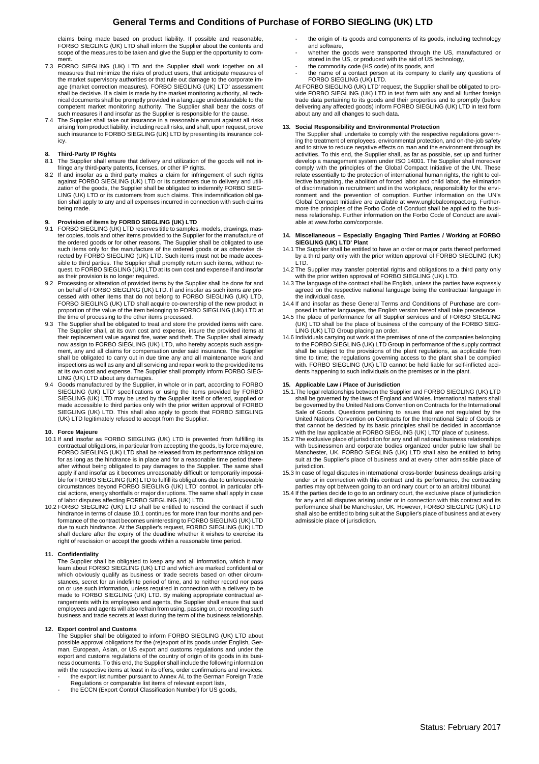claims being made based on product liability. If possible and reasonable, FORBO SIEGLING (UK) LTD shall inform the Supplier about the contents and scope of the measures to be taken and give the Suppler the opportunity to comment.

7.3 FORBO SIEGLING (UK) LTD and the Supplier shall work together on all measures that minimize the risks of product users, that anticipate measures of the market supervisory authorities or that rule out damage to the corporate image (market correction measures). FORBO SIEGLING (UK) LTD' assessment shall be decisive. If a claim is made by the market monitoring authority, all technical documents shall be promptly provided in a language understandable to the competent market monitoring authority. The Supplier shall bear the costs of such measures if and insofar as the Supplier is responsible for the cause.

7.4 The Supplier shall take out insurance in a reasonable amount against all risks arising from product liability, including recall risks, and shall, upon request, prove such insurance to FORBO SIEGLING (UK) LTD by presenting its insurance policy.

## 8. Third-Party IP Rights

8.1 The Supplier shall ensure that delivery and utilization of the goods will not infringe any third-party patents, licenses, or other IP rights.

8.2 If and insofar as a third party makes a claim for infringement of such rights against FORBO SIEGLING (UK) LTD or its customers due to delivery and utilization of the goods, the Supplier shall be obligated to indemnify FORBO SIEGLING (UK) LTD or its customers from such claims. This indemnification obligation shall apply to any and all expenses incurred in connection with such claims being made.

## 9. Provision of items by FORBO SIEGLING (UK) LTD

9.1 FORBO SIEGLING (UK) LTD reserves title to samples, models, drawings, master copies, tools and other items provided to the Supplier for the manufacture of the ordered goods or for other reasons. The Supplier shall be obligated to use such items only for the manufacture of the ordered goods or as otherwise directed by FORBO SIEGLING (UK) LTD. Such items must not be made accessible to third parties. The Supplier shall promptly return such items, without request, to FORBO SIEGLING (UK) LTD at its own cost and expense if and insofar as their provision is no longer required.

9.2 Processing or alteration of provided items by the Supplier shall be done for and on behalf of FORBO SIEGLING (UK) LTD. If and insofar as such items are processed with other items that do not belong to FORBO SIEGLING (UK) LTD, FORBO SIEGLING (UK) LTD shall acquire co-ownership of the new product in proportion of the value of the item belonging to FORBO SIEGLING (UK) LTD at the time of processing to the other items processed.

9.3 The Supplier shall be obligated to treat and store the provided items with care. The Supplier shall, at its own cost and expense, insure the provided items at their replacement value against fire, water and theft. The Supplier shall already now assign to FORBO SIEGLING (UK) LTD, who hereby accepts such assignment, any and all claims for compensation under said insurance. The Supplier shall be obligated to carry out in due time any and all maintenance work and inspections as well as any and all servicing and repair work to the provided items at its own cost and expense. The Supplier shall promptly inform FORBO SIEGLING (UK) LTD about any damages.

9.4 Goods manufactured by the Supplier, in whole or in part, according to FORBO SIEGLING (UK) LTD' specifications or using the items provided by FORBO SIEGLING (UK) LTD may be used by the Supplier itself or offered, supplied or made accessible to third parties only with the prior written approval of FORBO SIEGLING (UK) LTD. This shall also apply to goods that FORBO SIEGLING (UK) LTD legitimately refused to accept from the Supplier.

## 10. Force Majeure

10.1 If and insofar as FORBO SIEGLING (UK) LTD is prevented from fulfilling its contractual obligations, in particular from accepting the goods, by force majeure, FORBO SIEGLING (UK) LTD shall be released from its performance obligation for as long as the hindrance is in place and for a reasonable time period thereafter without being obligated to pay damages to the Supplier. The same shall apply if and insofar as it becomes unreasonably difficult or temporarily impossible for FORBO SIEGLING (UK) LTD to fulfill its obligations due to unforeseeable circumstances beyond FORBO SIEGLING (UK) LTD' control, in particular official actions, energy shortfalls or major disruptions. The same shall apply in case of labor disputes affecting FORBO SIEGLING (UK) LTD.

10.2 FORBO SIEGLING (UK) LTD shall be entitled to rescind the contract if such hindrance in terms of clause 10.1 continues for more than four months and performance of the contract becomes uninteresting to FORBO SIEGLING (UK) LTD due to such hindrance. At the Supplier's request, FORBO SIEGLING (UK) LTD shall declare after the expiry of the deadline whether it wishes to exercise its right of rescission or accept the goods within a reasonable time period.

## 11. Confidentiality

The Supplier shall be obligated to keep any and all information, which it may learn about FORBO SIEGLING (UK) LTD and which are marked confidential or which obviously qualify as business or trade secrets based on other circumstances, secret for an indefinite period of time, and to neither record nor pass on or use such information, unless required in connection with a delivery to be made to FORBO SIEGLING (UK) LTD. By making appropriate contractual arrangements with its employees and agents, the Supplier shall ensure that said employees and agents will also refrain from using, passing on, or recording such business and trade secrets at least during the term of the business relationship.

## 12. Export control and Customs

The Supplier shall be obligated to inform FORBO SIEGLING (UK) LTD about possible approval obligations for the (re)export of its goods under English, German, European, Asian, or US export and customs regulations and under the export and customs regulations of the country of origin of its goods in its business documents. To this end, the Supplier shall include the following information with the respective items at least in its offers, order confirmations and invoices:

- the export list number pursuant to Annex AL to the German Foreign Trade Regulations or comparable list items of relevant export lists,
- the ECCN (Export Control Classification Number) for US goods,
- the origin of its goods and components of its goods, including technology and software,
- whether the goods were transported through the US, manufactured or stored in the US, or produced with the aid of US technology,
- the commodity code (HS code) of its goods, and
- the name of a contact person at its company to clarify any questions of FORBO SIEGLING (UK) LTD.

At FORBO SIEGLING (UK) LTD' request, the Supplier shall be obligated to provide FORBO SIEGLING (UK) LTD in text form with any and all further foreign trade data pertaining to its goods and their properties and to promptly (before delivering any affected goods) inform FORBO SIEGLING (UK) LTD in text form about any and all changes to such data.

## 13. Social Responsibility and Environmental Protection

The Supplier shall undertake to comply with the respective regulations governing the treatment of employees, environmental protection, and on-the-job safety and to strive to reduce negative effects on man and the environment through its activities. To this end, the Supplier shall, as far as possible, set up and further develop a management system under ISO 14001. The Supplier shall moreover comply with the principles of the Global Compact Initiative of the UN. These relate essentially to the protection of international human rights, the right to collective bargaining, the abolition of forced labor and child labor, the elimination of discrimination in recruitment and in the workplace, responsibility for the environment and the prevention of corruption. Further information on the UN's Global Compact Initiative are available at www.unglobalcompact.org. Furthermore the principles of the Forbo Code of Conduct shall be applied to the business relationship. Further information on the Forbo Code of Conduct are available at www.forbo.com/corporate.

## 14. Miscellaneous – Especially Engaging Third Parties / Working at FORBO SIEGLING (UK) LTD' Plant

14.1 The Supplier shall be entitled to have an order or major parts thereof performed by a third party only with the prior written approval of FORBO SIEGLING (UK) LTD.

14.2 The Supplier may transfer potential rights and obligations to a third party only with the prior written approval of FORBO SIEGLING (UK) LTD.

14.3 The language of the contract shall be English, unless the parties have expressly agreed on the respective national language being the contractual language in the individual case.

14.4 If and insofar as these General Terms and Conditions of Purchase are composed in further languages, the English version hereof shall take precedence.

14.5 The place of performance for all Supplier services and of FORBO SIEGLING (UK) LTD shall be the place of business of the company of the FORBO SIEGLING (UK) LTD Group placing an order.

14.6 Individuals carrying out work at the premises of one of the companies belonging to the FORBO SIEGLING (UK) LTD Group in performance of the supply contract shall be subject to the provisions of the plant regulations, as applicable from time to time; the regulations governing access to the plant shall be complied with. FORBO SIEGLING (UK) LTD cannot be held liable for self-inflicted accidents happening to such individuals on the premises or in the plant.

## 15. Applicable Law / Place of Jurisdiction

15.1.The legal relationships between the Supplier and FORBO SIEGLING (UK) LTD shall be governed by the laws of England and Wales. International matters shall be governed by the United Nations Convention on Contracts for the International Sale of Goods. Questions pertaining to issues that are not regulated by the United Nations Convention on Contracts for the International Sale of Goods or that cannot be decided by its basic principles shall be decided in accordance with the law applicable at FORBO SIEGLING (UK) LTD' place of business.

15.2 The exclusive place of jurisdiction for any and all national business relationships with businessmen and corporate bodies organized under public law shall be Manchester, UK. FORBO SIEGLING (UK) LTD shall also be entitled to bring suit at the Supplier's place of business and at every other admissible place of jurisdiction.

15.3 In case of legal disputes in international cross-border business dealings arising under or in connection with this contract and its performance, the contracting parties may opt between going to an ordinary court or to an arbitral tribunal.

15.4 If the parties decide to go to an ordinary court, the exclusive place of jurisdiction for any and all disputes arising under or in connection with this contract and its performance shall be Manchester, UK. However, FORBO SIEGLING (UK) LTD shall also be entitled to bring suit at the Supplier's place of business and at every admissible place of jurisdiction.

Status: February 2017